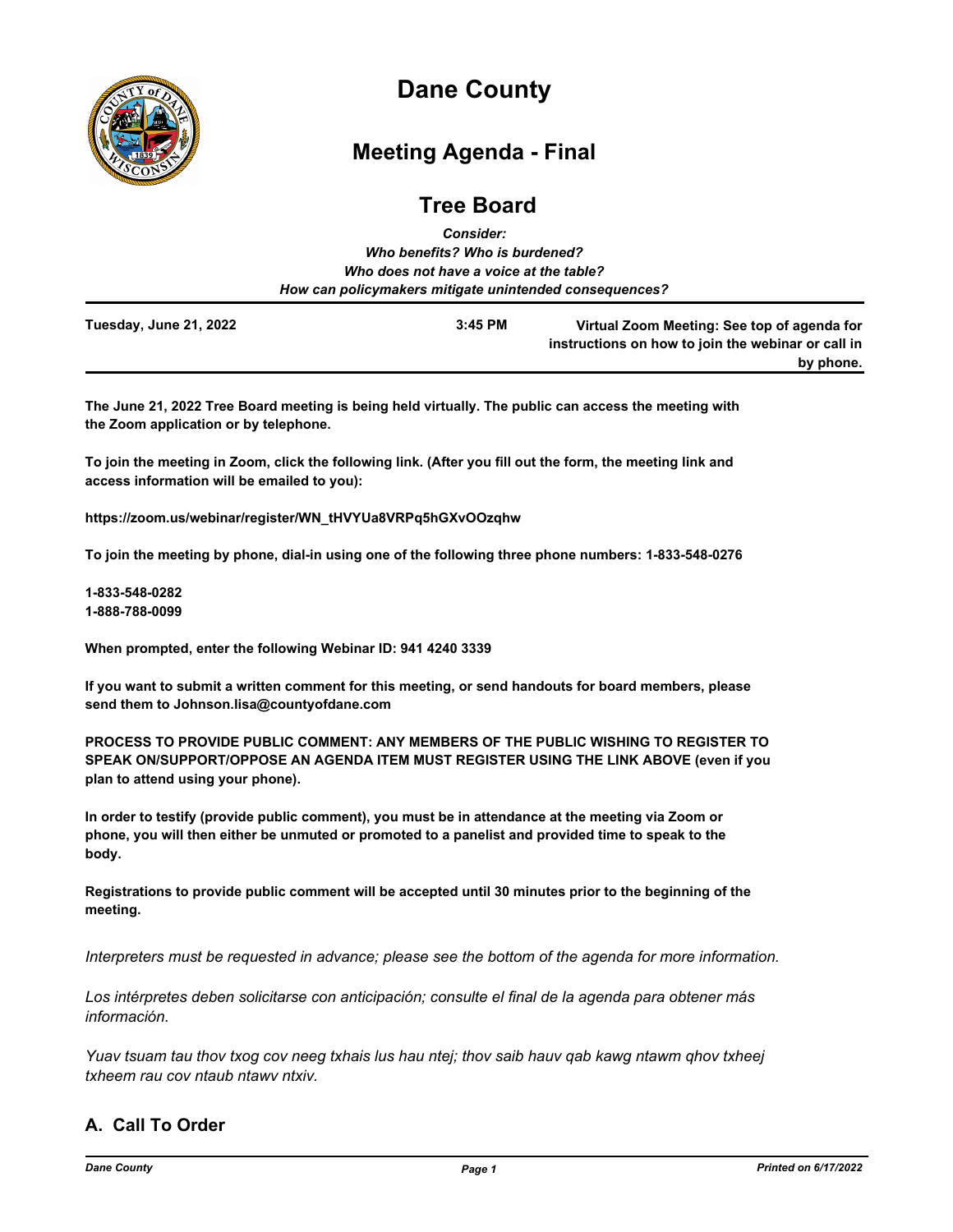# Dane County

## Meeting Agenda - Final

## Tree Board

***Consider:***
***Who benefits? Who is burdened?***
***Who does not have a voice at the table?***
***How can policymakers mitigate unintended consequences?***

**Tuesday, June 21, 2022** | **3:45 PM** | **Virtual Zoom Meeting: See top of agenda for instructions on how to join the webinar or call in by phone.**

**The June 21, 2022 Tree Board meeting is being held virtually. The public can access the meeting with the Zoom application or by telephone.**

**To join the meeting in Zoom, click the following link. (After you fill out the form, the meeting link and access information will be emailed to you):**

**https://zoom.us/webinar/register/WN_tHVYUa8VRPq5hGXvOOzqhw**

**To join the meeting by phone, dial-in using one of the following three phone numbers: 1-833-548-0276**

**1-833-548-0282**
**1-888-788-0099**

**When prompted, enter the following Webinar ID: 941 4240 3339**

**If you want to submit a written comment for this meeting, or send handouts for board members, please send them to Johnson.lisa@countyofdane.com**

**PROCESS TO PROVIDE PUBLIC COMMENT: ANY MEMBERS OF THE PUBLIC WISHING TO REGISTER TO SPEAK ON/SUPPORT/OPPOSE AN AGENDA ITEM MUST REGISTER USING THE LINK ABOVE (even if you plan to attend using your phone).**

**In order to testify (provide public comment), you must be in attendance at the meeting via Zoom or phone, you will then either be unmuted or promoted to a panelist and provided time to speak to the body.**

**Registrations to provide public comment will be accepted until 30 minutes prior to the beginning of the meeting.**

*Interpreters must be requested in advance; please see the bottom of the agenda for more information.*

*Los intérpretes deben solicitarse con anticipación; consulte el final de la agenda para obtener más información.*

*Yuav tsuam tau thov txog cov neeg txhais lus hau ntej; thov saib hauv qab kawg ntawm qhov txheej txheem rau cov ntaub ntawv ntxiv.*

## A. Call To Order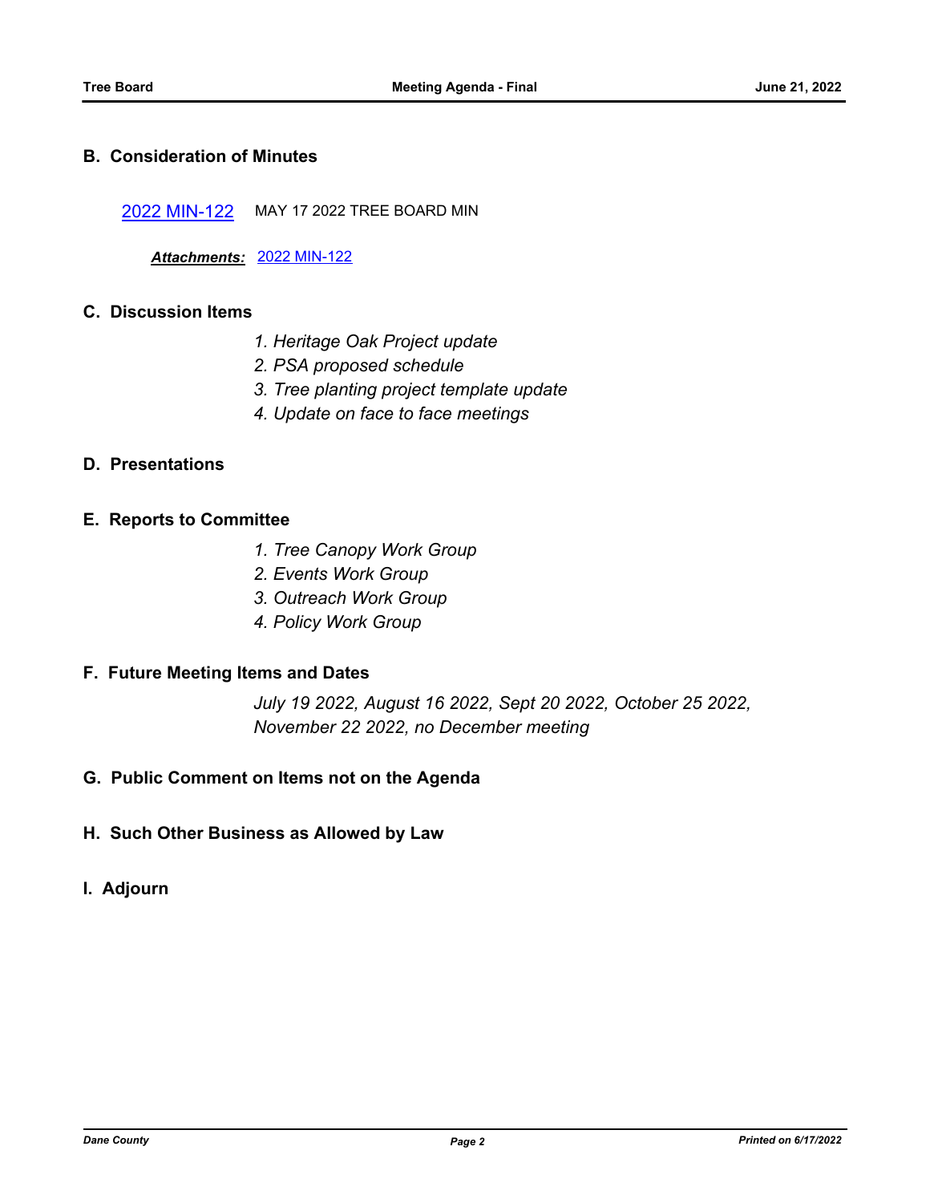## B. Consideration of Minutes

2022 MIN-122 MAY 17 2022 TREE BOARD MIN

***Attachments:*** 2022 MIN-122

## C. Discussion Items

*1. Heritage Oak Project update*
*2. PSA proposed schedule*
*3. Tree planting project template update*
*4. Update on face to face meetings*

## D. Presentations

## E. Reports to Committee

*1. Tree Canopy Work Group*
*2. Events Work Group*
*3. Outreach Work Group*
*4. Policy Work Group*

## F. Future Meeting Items and Dates

*July 19 2022, August 16 2022, Sept 20 2022, October 25 2022, November 22 2022, no December meeting*

## G. Public Comment on Items not on the Agenda

## H. Such Other Business as Allowed by Law

## I. Adjourn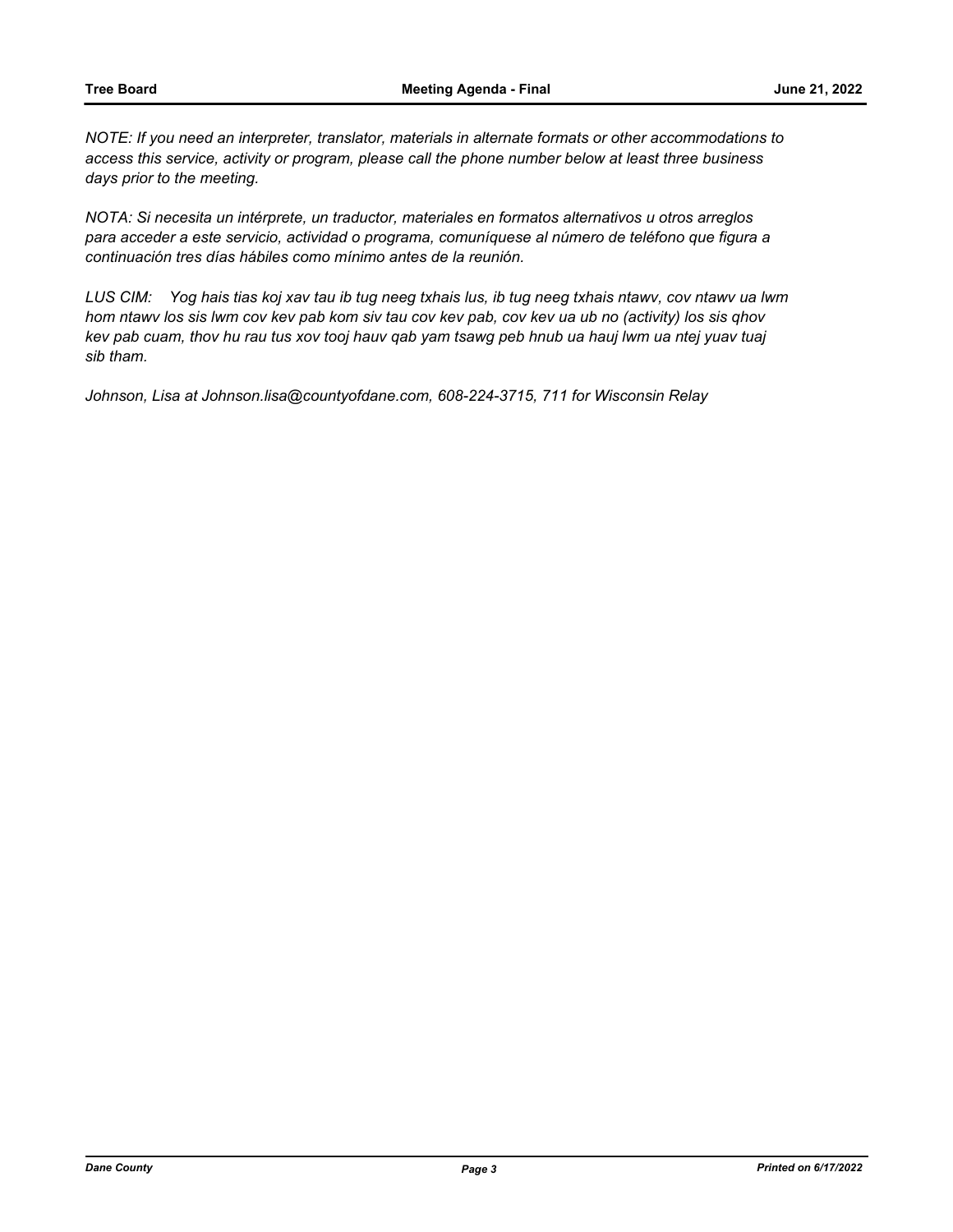*NOTE: If you need an interpreter, translator, materials in alternate formats or other accommodations to access this service, activity or program, please call the phone number below at least three business days prior to the meeting.*

*NOTA: Si necesita un intérprete, un traductor, materiales en formatos alternativos u otros arreglos para acceder a este servicio, actividad o programa, comuníquese al número de teléfono que figura a continuación tres días hábiles como mínimo antes de la reunión.*

*LUS CIM: Yog hais tias koj xav tau ib tug neeg txhais lus, ib tug neeg txhais ntawv, cov ntawv ua lwm hom ntawv los sis lwm cov kev pab kom siv tau cov kev pab, cov kev ua ub no (activity) los sis qhov kev pab cuam, thov hu rau tus xov tooj hauv qab yam tsawg peb hnub ua hauj lwm ua ntej yuav tuaj sib tham.*

*Johnson, Lisa at Johnson.lisa@countyofdane.com, 608-224-3715, 711 for Wisconsin Relay*